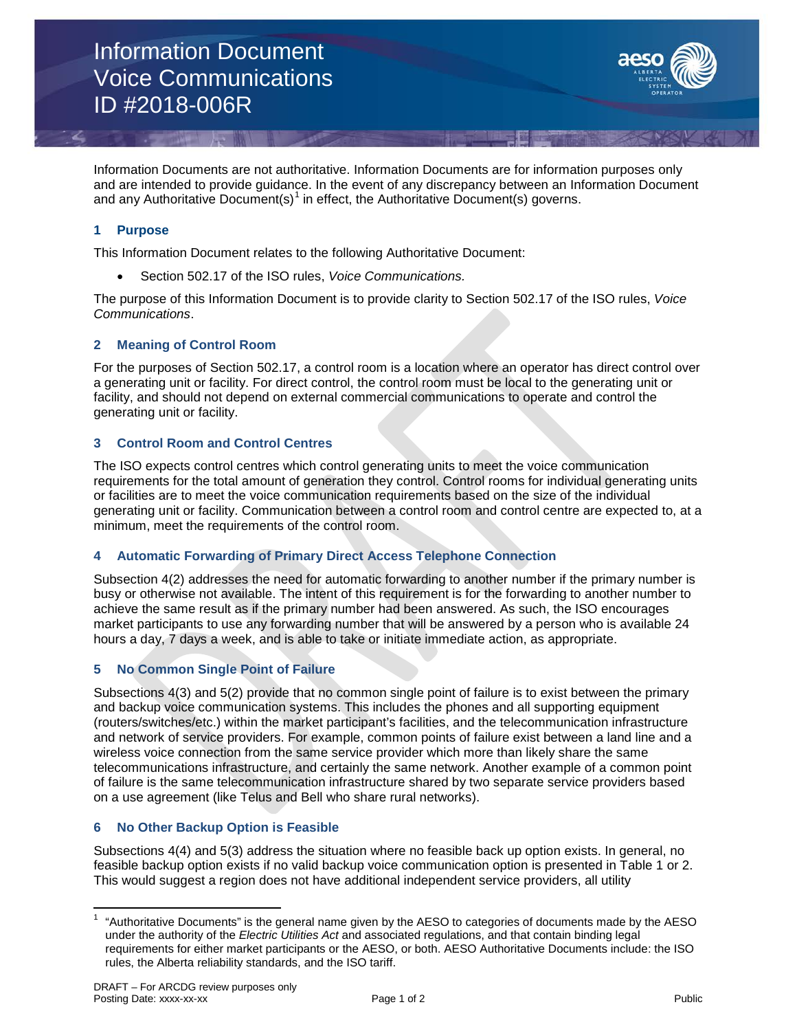# Information Document
# Voice Communications
# ID #2018-006R

Information Documents are not authoritative. Information Documents are for information purposes only and are intended to provide guidance. In the event of any discrepancy between an Information Document and any Authoritative Document(s)[1] in effect, the Authoritative Document(s) governs.

## 1 Purpose

This Information Document relates to the following Authoritative Document:

- Section 502.17 of the ISO rules, *Voice Communications.*

The purpose of this Information Document is to provide clarity to Section 502.17 of the ISO rules, *Voice Communications*.

## 2 Meaning of Control Room

For the purposes of Section 502.17, a control room is a location where an operator has direct control over a generating unit or facility. For direct control, the control room must be local to the generating unit or facility, and should not depend on external commercial communications to operate and control the generating unit or facility.

## 3 Control Room and Control Centres

The ISO expects control centres which control generating units to meet the voice communication requirements for the total amount of generation they control. Control rooms for individual generating units or facilities are to meet the voice communication requirements based on the size of the individual generating unit or facility. Communication between a control room and control centre are expected to, at a minimum, meet the requirements of the control room.

## 4 Automatic Forwarding of Primary Direct Access Telephone Connection

Subsection 4(2) addresses the need for automatic forwarding to another number if the primary number is busy or otherwise not available. The intent of this requirement is for the forwarding to another number to achieve the same result as if the primary number had been answered. As such, the ISO encourages market participants to use any forwarding number that will be answered by a person who is available 24 hours a day, 7 days a week, and is able to take or initiate immediate action, as appropriate.

## 5 No Common Single Point of Failure

Subsections 4(3) and 5(2) provide that no common single point of failure is to exist between the primary and backup voice communication systems. This includes the phones and all supporting equipment (routers/switches/etc.) within the market participant's facilities, and the telecommunication infrastructure and network of service providers. For example, common points of failure exist between a land line and a wireless voice connection from the same service provider which more than likely share the same telecommunications infrastructure, and certainly the same network. Another example of a common point of failure is the same telecommunication infrastructure shared by two separate service providers based on a use agreement (like Telus and Bell who share rural networks).

## 6 No Other Backup Option is Feasible

Subsections 4(4) and 5(3) address the situation where no feasible back up option exists. In general, no feasible backup option exists if no valid backup voice communication option is presented in Table 1 or 2. This would suggest a region does not have additional independent service providers, all utility

---

[1] "Authoritative Documents" is the general name given by the AESO to categories of documents made by the AESO under the authority of the *Electric Utilities Act* and associated regulations, and that contain binding legal requirements for either market participants or the AESO, or both. AESO Authoritative Documents include: the ISO rules, the Alberta reliability standards, and the ISO tariff.

DRAFT – For ARCDG review purposes only
Posting Date: xxxx-xx-xx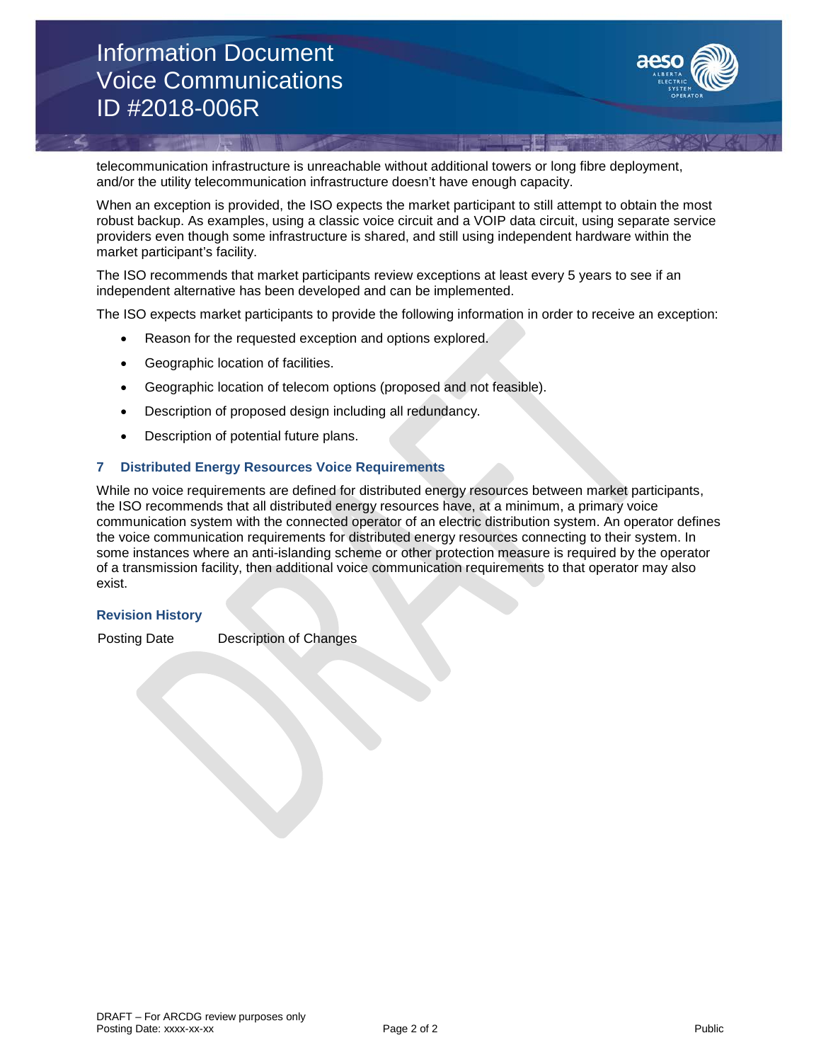telecommunication infrastructure is unreachable without additional towers or long fibre deployment, and/or the utility telecommunication infrastructure doesn't have enough capacity.

When an exception is provided, the ISO expects the market participant to still attempt to obtain the most robust backup. As examples, using a classic voice circuit and a VOIP data circuit, using separate service providers even though some infrastructure is shared, and still using independent hardware within the market participant's facility.

The ISO recommends that market participants review exceptions at least every 5 years to see if an independent alternative has been developed and can be implemented.

The ISO expects market participants to provide the following information in order to receive an exception:

- Reason for the requested exception and options explored.
- Geographic location of facilities.
- Geographic location of telecom options (proposed and not feasible).
- Description of proposed design including all redundancy.
- Description of potential future plans.

## 7 Distributed Energy Resources Voice Requirements

While no voice requirements are defined for distributed energy resources between market participants, the ISO recommends that all distributed energy resources have, at a minimum, a primary voice communication system with the connected operator of an electric distribution system. An operator defines the voice communication requirements for distributed energy resources connecting to their system. In some instances where an anti-islanding scheme or other protection measure is required by the operator of a transmission facility, then additional voice communication requirements to that operator may also exist.

### Revision History

| Posting Date | Description of Changes |
|---|---|